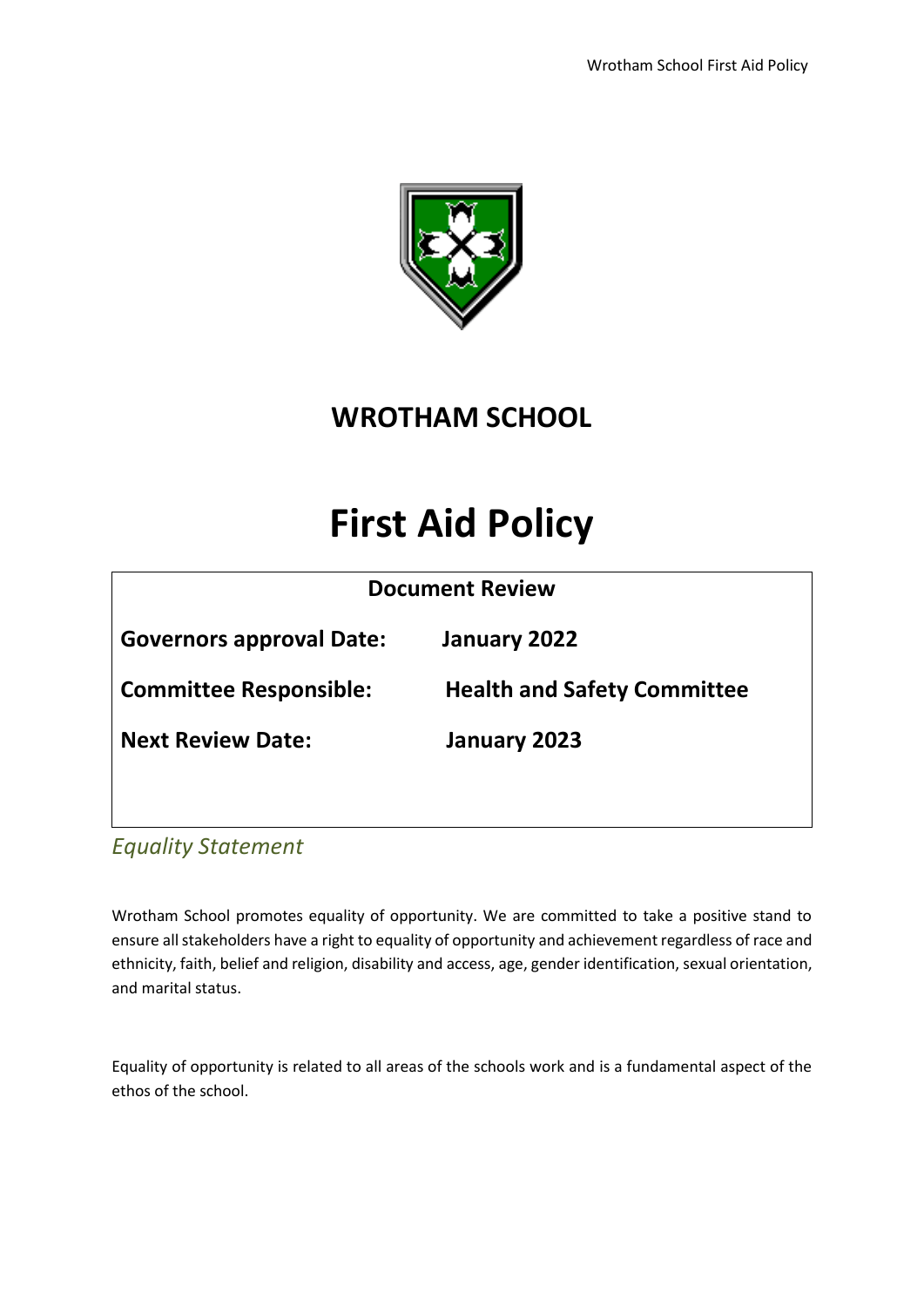# WROTHAM SCHOOL

# First Aid Policy

| Document Review | |
|---|---|
| **Governors approval Date:** | **January 2022** |
| **Committee Responsible:** | **Health and Safety Committee** |
| **Next Review Date:** | **January 2023** |

## *Equality Statement*

Wrotham School promotes equality of opportunity. We are committed to take a positive stand to ensure all stakeholders have a right to equality of opportunity and achievement regardless of race and ethnicity, faith, belief and religion, disability and access, age, gender identification, sexual orientation, and marital status.

Equality of opportunity is related to all areas of the schools work and is a fundamental aspect of the ethos of the school.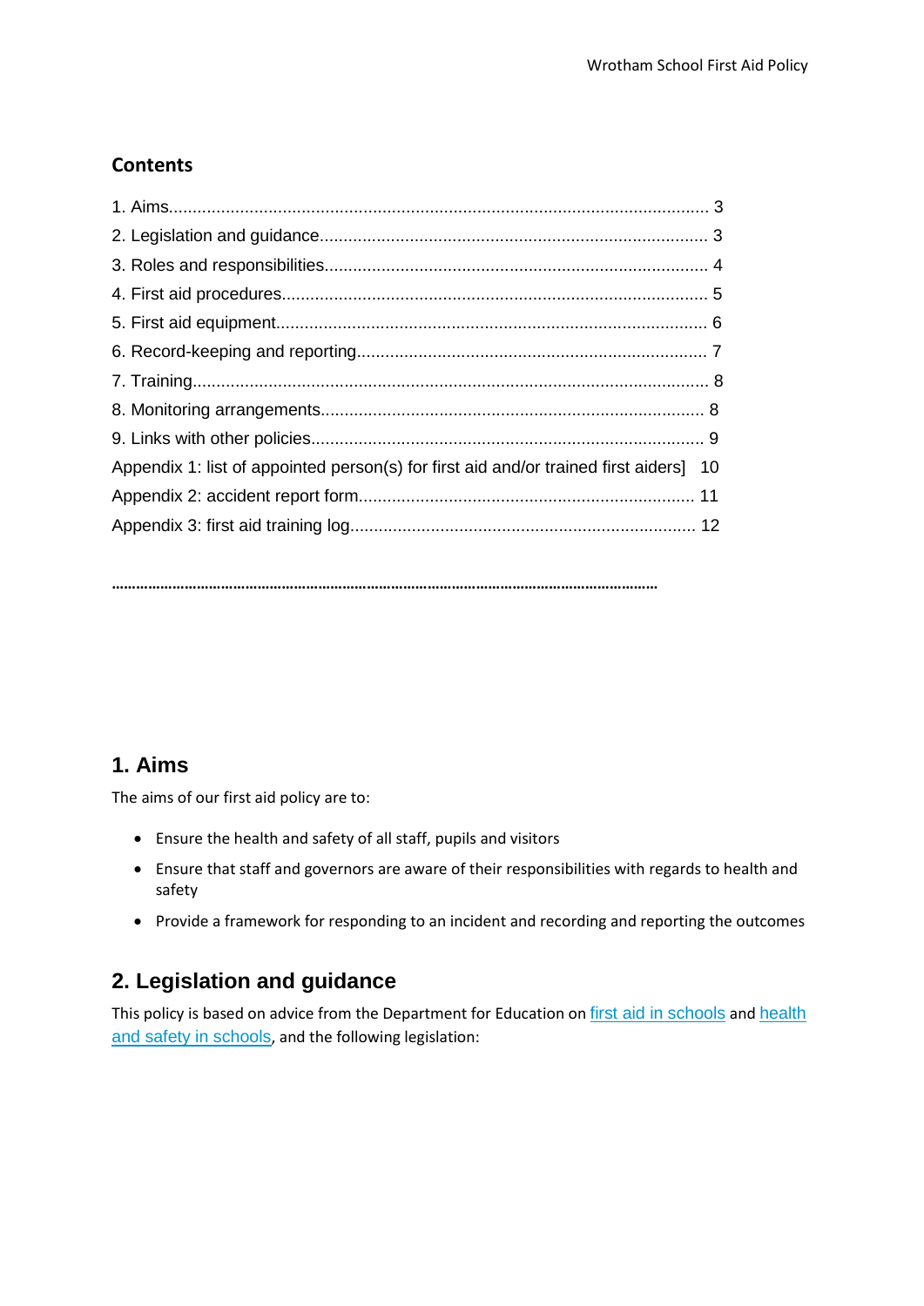## Contents

1. Aims........................................................................................................................ 3
2. Legislation and guidance................................................................................. 3
3. Roles and responsibilities................................................................................ 4
4. First aid procedures......................................................................................... 5
5. First aid equipment.......................................................................................... 6
6. Record-keeping and reporting......................................................................... 7
7. Training............................................................................................................ 8
8. Monitoring arrangements................................................................................ 8
9. Links with other policies.................................................................................. 9

Appendix 1: list of appointed person(s) for first aid and/or trained first aiders] 10

Appendix 2: accident report form....................................................................... 11

Appendix 3: first aid training log......................................................................... 12

…………………………………………………………………………………………………………………

## 1. Aims

The aims of our first aid policy are to:

- Ensure the health and safety of all staff, pupils and visitors
- Ensure that staff and governors are aware of their responsibilities with regards to health and safety
- Provide a framework for responding to an incident and recording and reporting the outcomes

## 2. Legislation and guidance

This policy is based on advice from the Department for Education on first aid in schools and health and safety in schools, and the following legislation: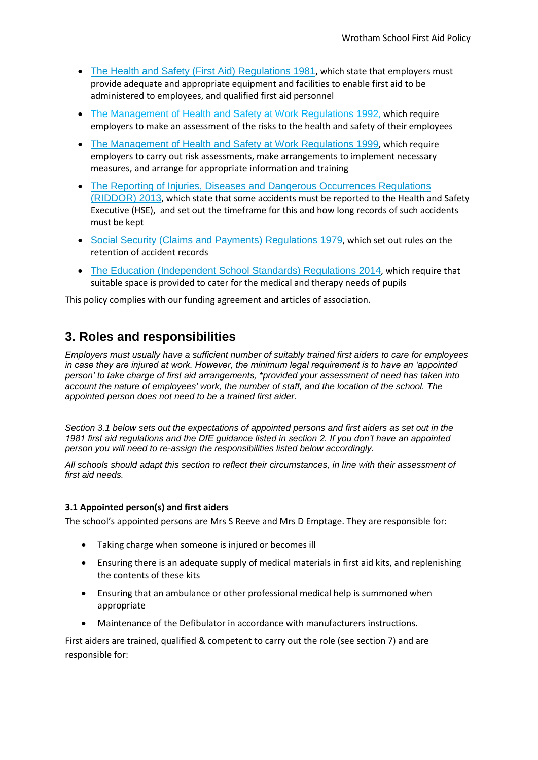- The Health and Safety (First Aid) Regulations 1981, which state that employers must provide adequate and appropriate equipment and facilities to enable first aid to be administered to employees, and qualified first aid personnel
- The Management of Health and Safety at Work Regulations 1992, which require employers to make an assessment of the risks to the health and safety of their employees
- The Management of Health and Safety at Work Regulations 1999, which require employers to carry out risk assessments, make arrangements to implement necessary measures, and arrange for appropriate information and training
- The Reporting of Injuries, Diseases and Dangerous Occurrences Regulations (RIDDOR) 2013, which state that some accidents must be reported to the Health and Safety Executive (HSE), and set out the timeframe for this and how long records of such accidents must be kept
- Social Security (Claims and Payments) Regulations 1979, which set out rules on the retention of accident records
- The Education (Independent School Standards) Regulations 2014, which require that suitable space is provided to cater for the medical and therapy needs of pupils

This policy complies with our funding agreement and articles of association.

## 3. Roles and responsibilities

*Employers must usually have a sufficient number of suitably trained first aiders to care for employees in case they are injured at work. However, the minimum legal requirement is to have an 'appointed person' to take charge of first aid arrangements, *provided your assessment of need has taken into account the nature of employees' work, the number of staff, and the location of the school. The appointed person does not need to be a trained first aider.*

*Section 3.1 below sets out the expectations of appointed persons and first aiders as set out in the 1981 first aid regulations and the DfE guidance listed in section 2. If you don't have an appointed person you will need to re-assign the responsibilities listed below accordingly.*

*All schools should adapt this section to reflect their circumstances, in line with their assessment of first aid needs.*

### 3.1 Appointed person(s) and first aiders

The school's appointed persons are Mrs S Reeve and Mrs D Emptage. They are responsible for:

- Taking charge when someone is injured or becomes ill
- Ensuring there is an adequate supply of medical materials in first aid kits, and replenishing the contents of these kits
- Ensuring that an ambulance or other professional medical help is summoned when appropriate
- Maintenance of the Defibulator in accordance with manufacturers instructions.

First aiders are trained, qualified & competent to carry out the role (see section 7) and are responsible for: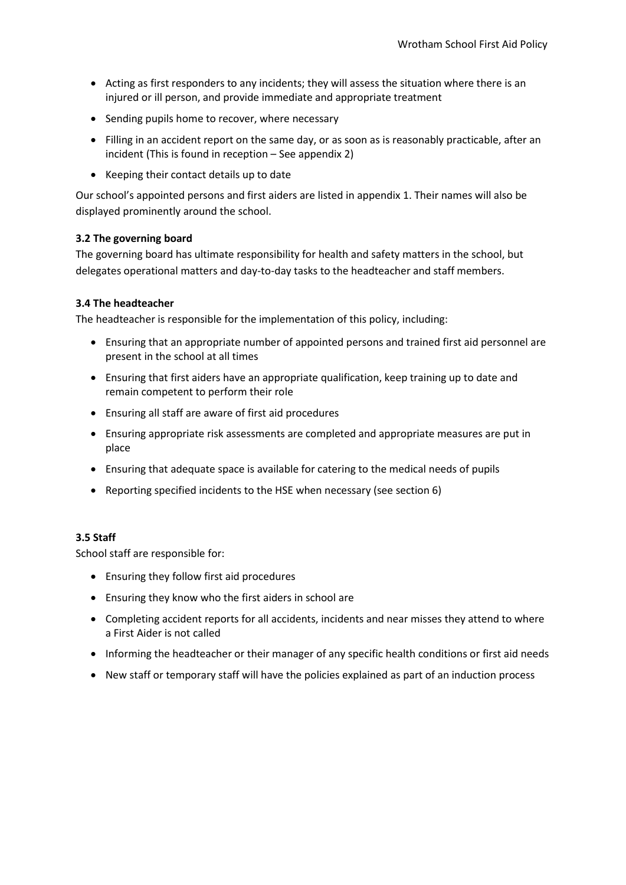- Acting as first responders to any incidents; they will assess the situation where there is an injured or ill person, and provide immediate and appropriate treatment
- Sending pupils home to recover, where necessary
- Filling in an accident report on the same day, or as soon as is reasonably practicable, after an incident (This is found in reception – See appendix 2)
- Keeping their contact details up to date

Our school's appointed persons and first aiders are listed in appendix 1. Their names will also be displayed prominently around the school.

### 3.2 The governing board

The governing board has ultimate responsibility for health and safety matters in the school, but delegates operational matters and day-to-day tasks to the headteacher and staff members.

### 3.4 The headteacher

The headteacher is responsible for the implementation of this policy, including:

- Ensuring that an appropriate number of appointed persons and trained first aid personnel are present in the school at all times
- Ensuring that first aiders have an appropriate qualification, keep training up to date and remain competent to perform their role
- Ensuring all staff are aware of first aid procedures
- Ensuring appropriate risk assessments are completed and appropriate measures are put in place
- Ensuring that adequate space is available for catering to the medical needs of pupils
- Reporting specified incidents to the HSE when necessary (see section 6)

### 3.5 Staff

School staff are responsible for:

- Ensuring they follow first aid procedures
- Ensuring they know who the first aiders in school are
- Completing accident reports for all accidents, incidents and near misses they attend to where a First Aider is not called
- Informing the headteacher or their manager of any specific health conditions or first aid needs
- New staff or temporary staff will have the policies explained as part of an induction process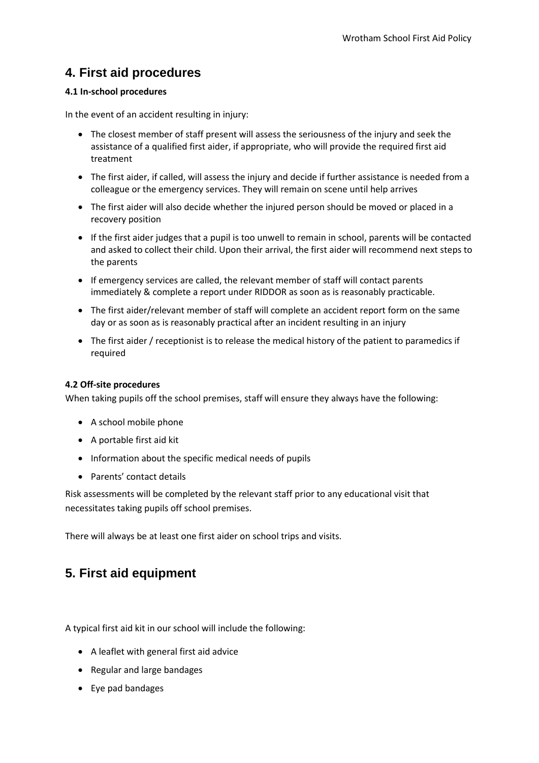## 4. First aid procedures

**4.1 In-school procedures**

In the event of an accident resulting in injury:

- The closest member of staff present will assess the seriousness of the injury and seek the assistance of a qualified first aider, if appropriate, who will provide the required first aid treatment
- The first aider, if called, will assess the injury and decide if further assistance is needed from a colleague or the emergency services. They will remain on scene until help arrives
- The first aider will also decide whether the injured person should be moved or placed in a recovery position
- If the first aider judges that a pupil is too unwell to remain in school, parents will be contacted and asked to collect their child. Upon their arrival, the first aider will recommend next steps to the parents
- If emergency services are called, the relevant member of staff will contact parents immediately & complete a report under RIDDOR as soon as is reasonably practicable.
- The first aider/relevant member of staff will complete an accident report form on the same day or as soon as is reasonably practical after an incident resulting in an injury
- The first aider / receptionist is to release the medical history of the patient to paramedics if required

**4.2 Off-site procedures**

When taking pupils off the school premises, staff will ensure they always have the following:

- A school mobile phone
- A portable first aid kit
- Information about the specific medical needs of pupils
- Parents' contact details

Risk assessments will be completed by the relevant staff prior to any educational visit that necessitates taking pupils off school premises.

There will always be at least one first aider on school trips and visits.

## 5. First aid equipment

A typical first aid kit in our school will include the following:

- A leaflet with general first aid advice
- Regular and large bandages
- Eye pad bandages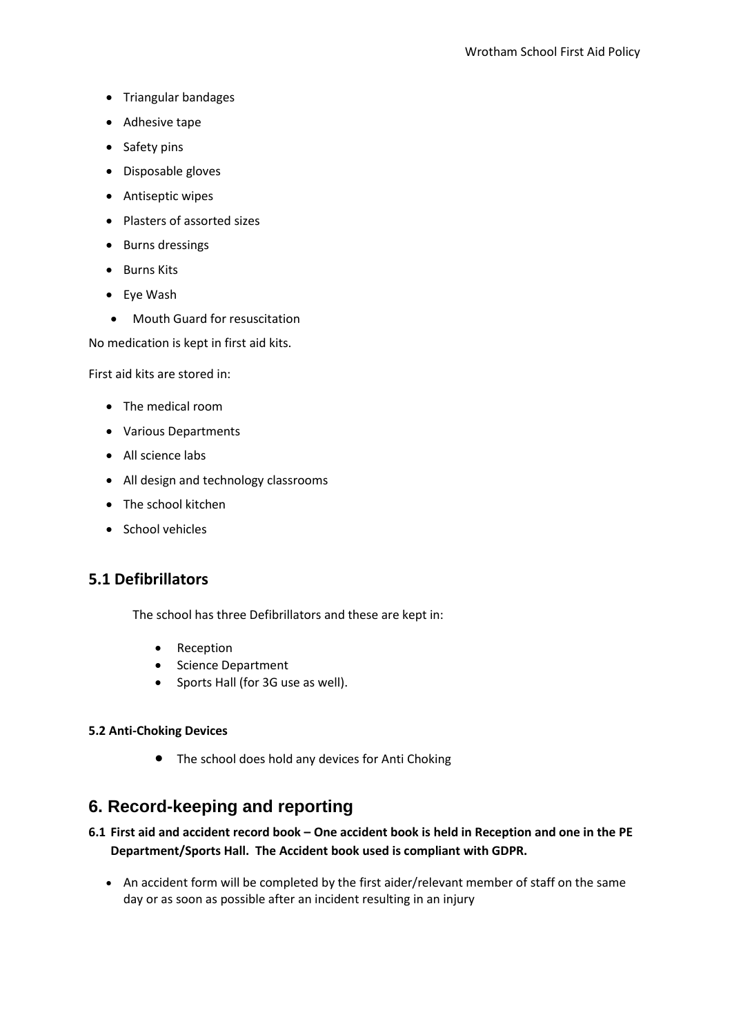- Triangular bandages
- Adhesive tape
- Safety pins
- Disposable gloves
- Antiseptic wipes
- Plasters of assorted sizes
- Burns dressings
- Burns Kits
- Eye Wash
- Mouth Guard for resuscitation

No medication is kept in first aid kits.

First aid kits are stored in:

- The medical room
- Various Departments
- All science labs
- All design and technology classrooms
- The school kitchen
- School vehicles

## 5.1 Defibrillators

The school has three Defibrillators and these are kept in:

- Reception
- Science Department
- Sports Hall (for 3G use as well).

#### 5.2 Anti-Choking Devices

- The school does hold any devices for Anti Choking

# 6. Record-keeping and reporting

### 6.1 First aid and accident record book – One accident book is held in Reception and one in the PE Department/Sports Hall. The Accident book used is compliant with GDPR.

- An accident form will be completed by the first aider/relevant member of staff on the same day or as soon as possible after an incident resulting in an injury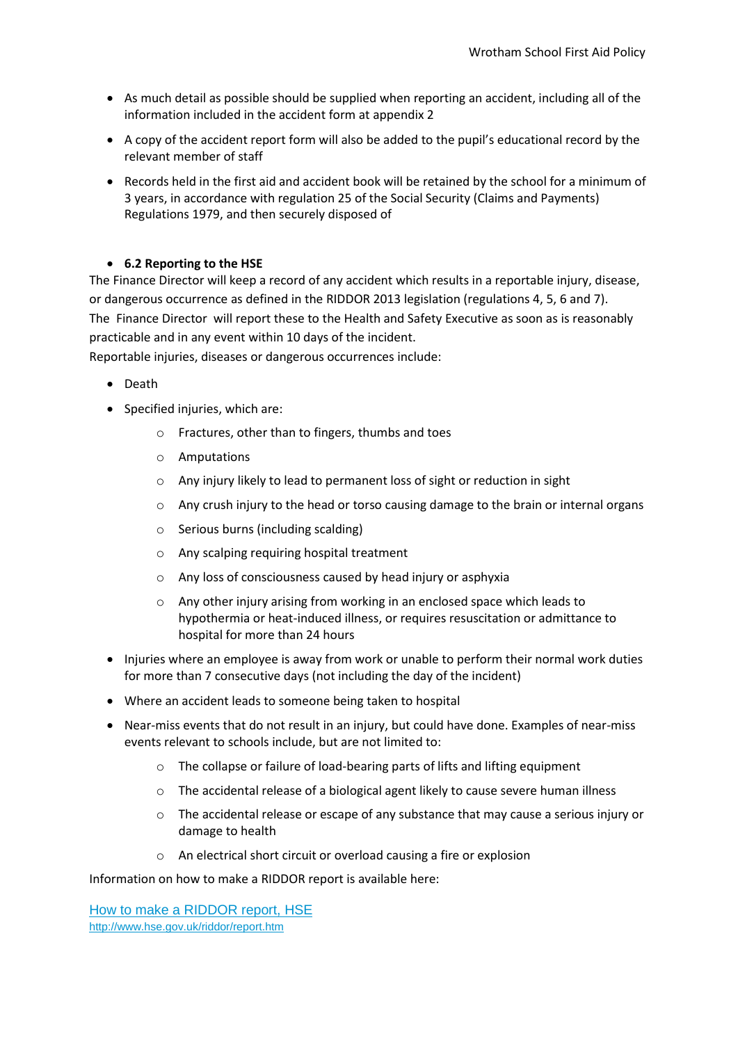- As much detail as possible should be supplied when reporting an accident, including all of the information included in the accident form at appendix 2
- A copy of the accident report form will also be added to the pupil's educational record by the relevant member of staff
- Records held in the first aid and accident book will be retained by the school for a minimum of 3 years, in accordance with regulation 25 of the Social Security (Claims and Payments) Regulations 1979, and then securely disposed of

- **6.2 Reporting to the HSE**

The Finance Director will keep a record of any accident which results in a reportable injury, disease, or dangerous occurrence as defined in the RIDDOR 2013 legislation (regulations 4, 5, 6 and 7).
The Finance Director will report these to the Health and Safety Executive as soon as is reasonably practicable and in any event within 10 days of the incident.
Reportable injuries, diseases or dangerous occurrences include:

- Death
- Specified injuries, which are:
  - Fractures, other than to fingers, thumbs and toes
  - Amputations
  - Any injury likely to lead to permanent loss of sight or reduction in sight
  - Any crush injury to the head or torso causing damage to the brain or internal organs
  - Serious burns (including scalding)
  - Any scalping requiring hospital treatment
  - Any loss of consciousness caused by head injury or asphyxia
  - Any other injury arising from working in an enclosed space which leads to hypothermia or heat-induced illness, or requires resuscitation or admittance to hospital for more than 24 hours
- Injuries where an employee is away from work or unable to perform their normal work duties for more than 7 consecutive days (not including the day of the incident)
- Where an accident leads to someone being taken to hospital
- Near-miss events that do not result in an injury, but could have done. Examples of near-miss events relevant to schools include, but are not limited to:
  - The collapse or failure of load-bearing parts of lifts and lifting equipment
  - The accidental release of a biological agent likely to cause severe human illness
  - The accidental release or escape of any substance that may cause a serious injury or damage to health
  - An electrical short circuit or overload causing a fire or explosion

Information on how to make a RIDDOR report is available here:

[How to make a RIDDOR report, HSE](http://www.hse.gov.uk/riddor/report.htm)
http://www.hse.gov.uk/riddor/report.htm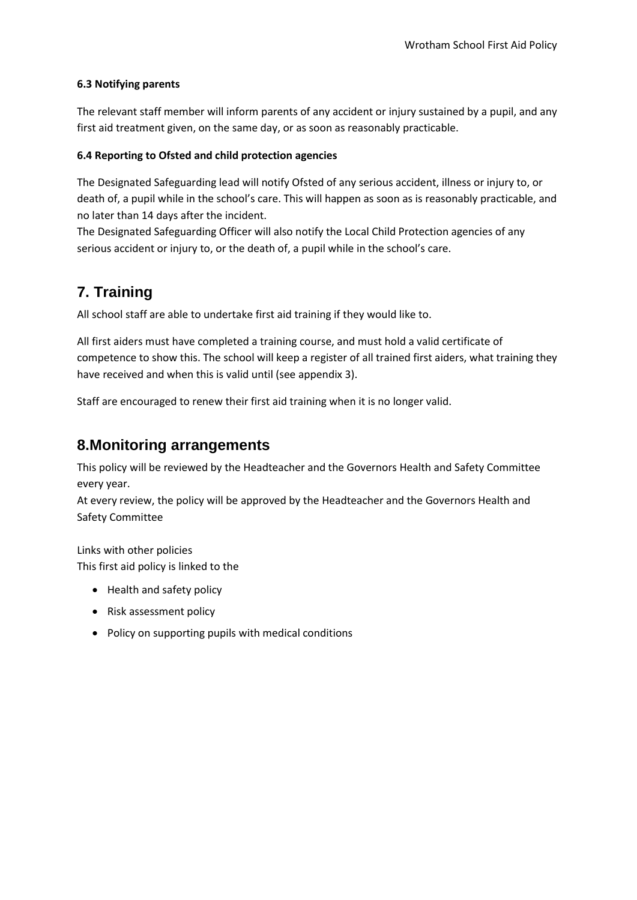### 6.3 Notifying parents

The relevant staff member will inform parents of any accident or injury sustained by a pupil, and any first aid treatment given, on the same day, or as soon as reasonably practicable.

### 6.4 Reporting to Ofsted and child protection agencies

The Designated Safeguarding lead will notify Ofsted of any serious accident, illness or injury to, or death of, a pupil while in the school's care. This will happen as soon as is reasonably practicable, and no later than 14 days after the incident.
The Designated Safeguarding Officer will also notify the Local Child Protection agencies of any serious accident or injury to, or the death of, a pupil while in the school's care.

## 7. Training

All school staff are able to undertake first aid training if they would like to.

All first aiders must have completed a training course, and must hold a valid certificate of competence to show this. The school will keep a register of all trained first aiders, what training they have received and when this is valid until (see appendix 3).

Staff are encouraged to renew their first aid training when it is no longer valid.

## 8.Monitoring arrangements

This policy will be reviewed by the Headteacher and the Governors Health and Safety Committee every year.
At every review, the policy will be approved by the Headteacher and the Governors Health and Safety Committee

Links with other policies
This first aid policy is linked to the

- Health and safety policy
- Risk assessment policy
- Policy on supporting pupils with medical conditions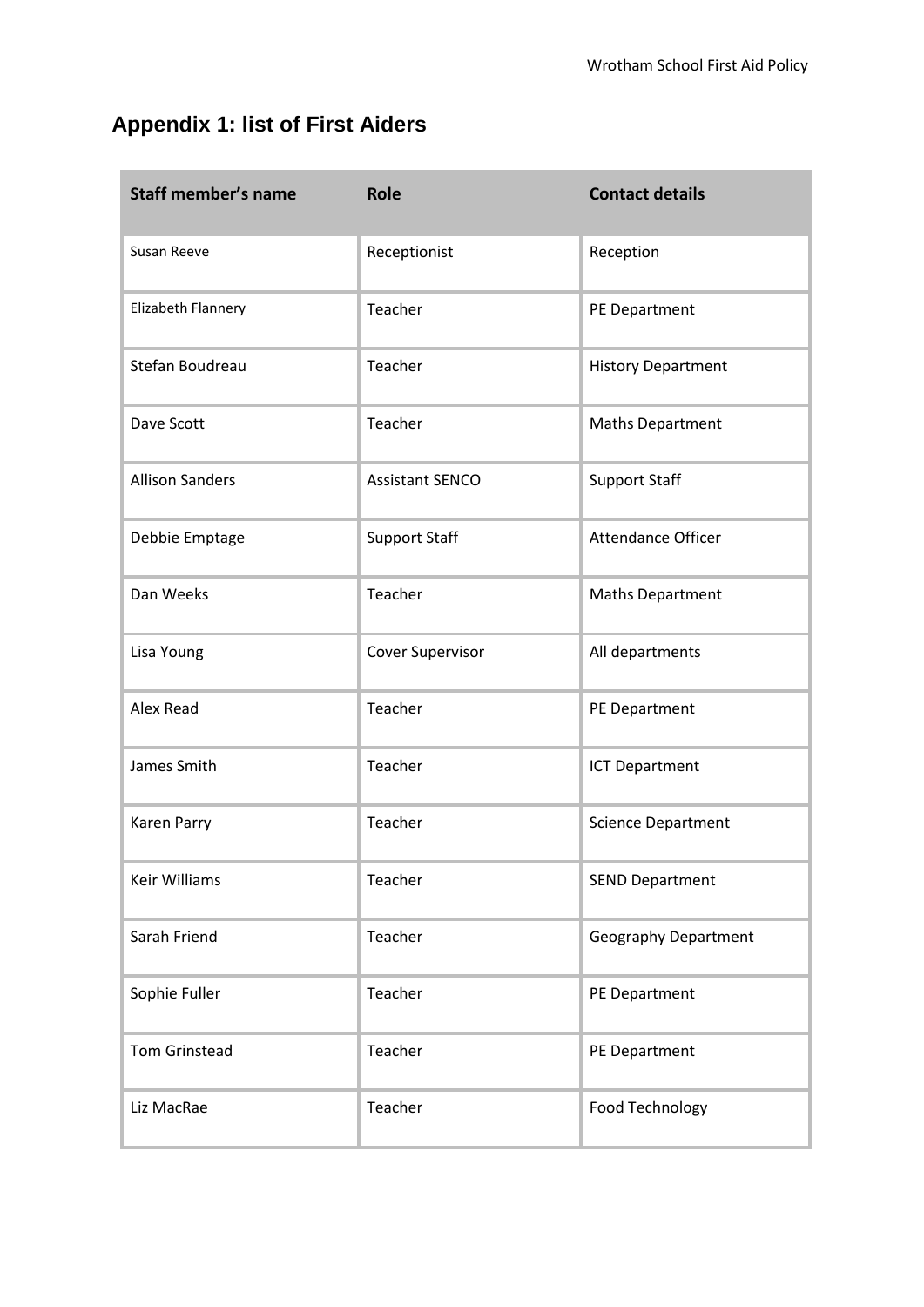## Appendix 1: list of First Aiders

| Staff member's name | Role | Contact details |
|---|---|---|
| Susan Reeve | Receptionist | Reception |
| Elizabeth Flannery | Teacher | PE Department |
| Stefan Boudreau | Teacher | History Department |
| Dave Scott | Teacher | Maths Department |
| Allison Sanders | Assistant SENCO | Support Staff |
| Debbie Emptage | Support Staff | Attendance Officer |
| Dan Weeks | Teacher | Maths Department |
| Lisa Young | Cover Supervisor | All departments |
| Alex Read | Teacher | PE Department |
| James Smith | Teacher | ICT Department |
| Karen Parry | Teacher | Science Department |
| Keir Williams | Teacher | SEND Department |
| Sarah Friend | Teacher | Geography Department |
| Sophie Fuller | Teacher | PE Department |
| Tom Grinstead | Teacher | PE Department |
| Liz MacRae | Teacher | Food Technology |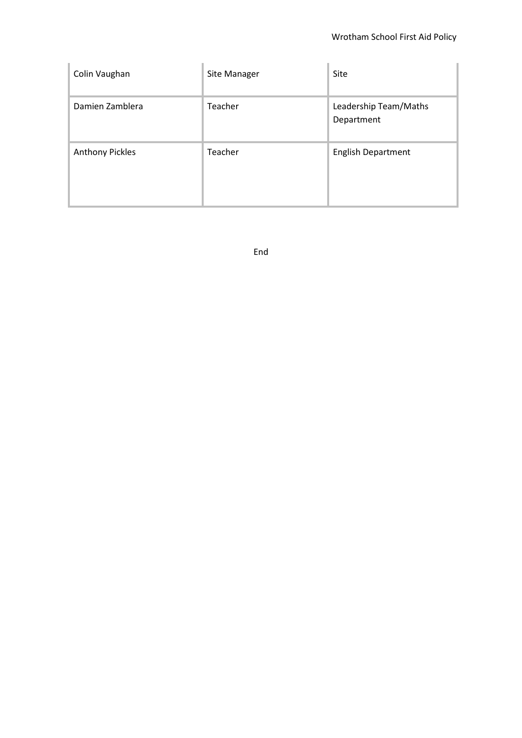| Colin Vaughan | Site Manager | Site |
|---|---|---|
| Damien Zamblera | Teacher | Leadership Team/Maths Department |
| Anthony Pickles | Teacher | English Department |

End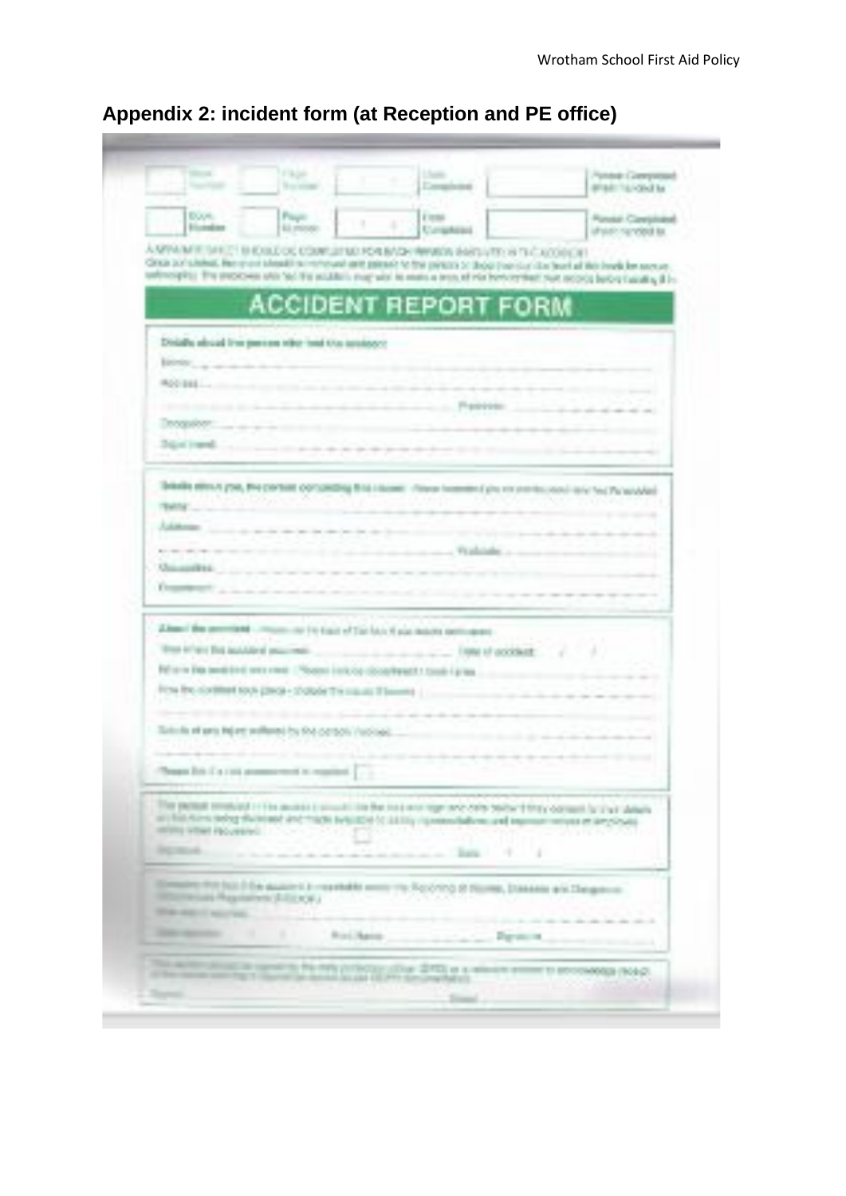## Appendix 2: incident form (at Reception and PE office)

# ACCIDENT REPORT FORM

**Details about the person who had the accident**

Name

Address

Postcode

Occupation

**Details about you, the person completing this record**

Name

Address

Postcode

Occupation

**About the accident**

Date of accident

Signature

Date

Print Name

Signature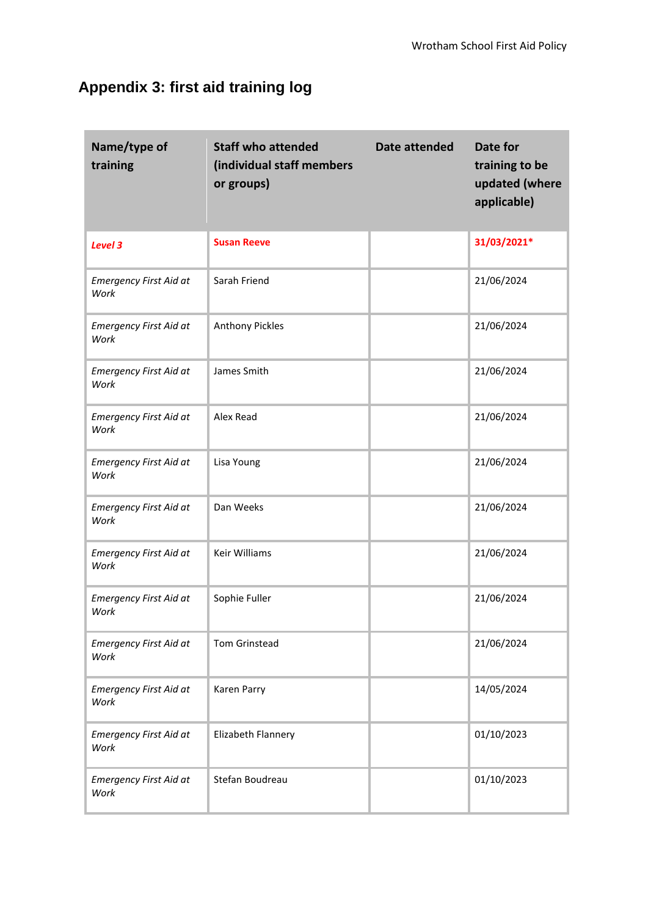## Appendix 3: first aid training log

| Name/type of training | Staff who attended (individual staff members or groups) | Date attended | Date for training to be updated (where applicable) |
|---|---|---|---|
| ***Level 3*** | **Susan Reeve** | | **31/03/2021*** |
| *Emergency First Aid at Work* | Sarah Friend | | 21/06/2024 |
| *Emergency First Aid at Work* | Anthony Pickles | | 21/06/2024 |
| *Emergency First Aid at Work* | James Smith | | 21/06/2024 |
| *Emergency First Aid at Work* | Alex Read | | 21/06/2024 |
| *Emergency First Aid at Work* | Lisa Young | | 21/06/2024 |
| *Emergency First Aid at Work* | Dan Weeks | | 21/06/2024 |
| *Emergency First Aid at Work* | Keir Williams | | 21/06/2024 |
| *Emergency First Aid at Work* | Sophie Fuller | | 21/06/2024 |
| *Emergency First Aid at Work* | Tom Grinstead | | 21/06/2024 |
| *Emergency First Aid at Work* | Karen Parry | | 14/05/2024 |
| *Emergency First Aid at Work* | Elizabeth Flannery | | 01/10/2023 |
| *Emergency First Aid at Work* | Stefan Boudreau | | 01/10/2023 |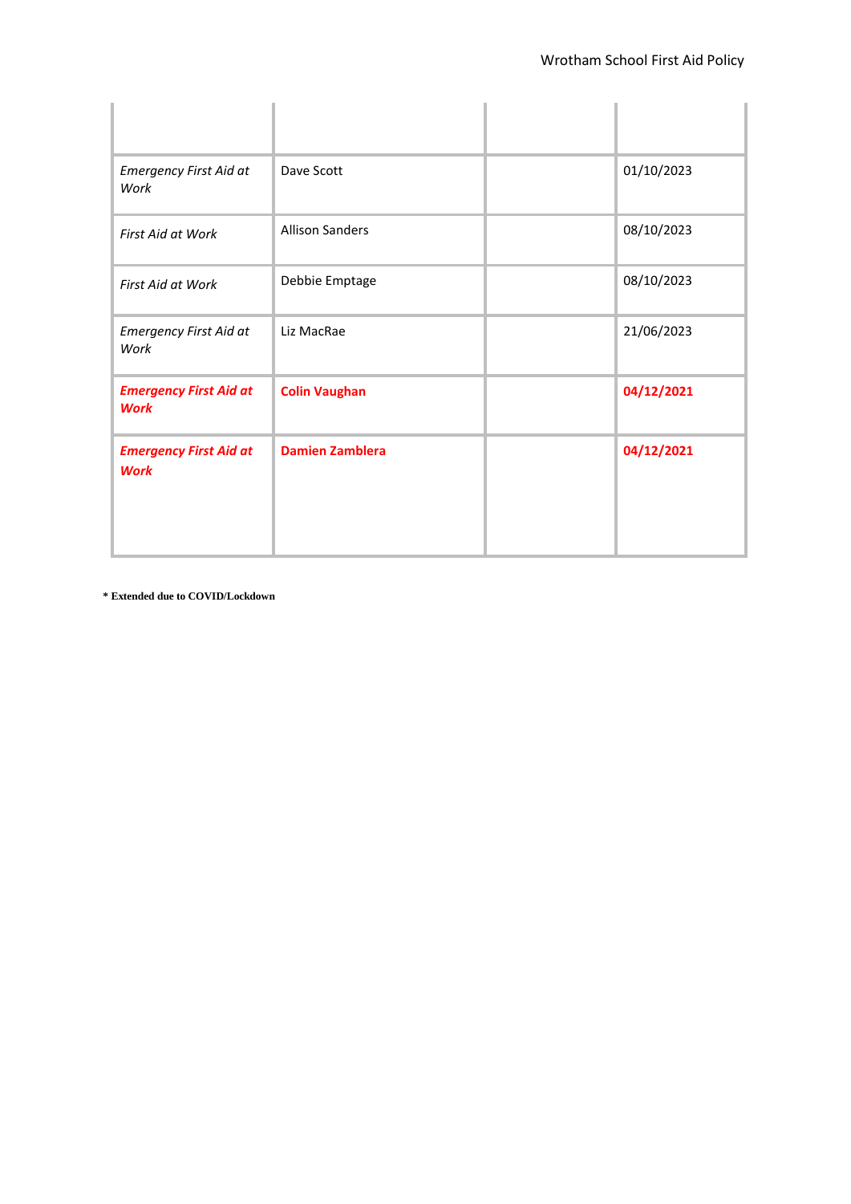| | | | |
|---|---|---|---|
| | | | |
| *Emergency First Aid at Work* | Dave Scott | | 01/10/2023 |
| *First Aid at Work* | Allison Sanders | | 08/10/2023 |
| *First Aid at Work* | Debbie Emptage | | 08/10/2023 |
| *Emergency First Aid at Work* | Liz MacRae | | 21/06/2023 |
| ***Emergency First Aid at Work*** | **Colin Vaughan** | | **04/12/2021** |
| ***Emergency First Aid at Work*** | **Damien Zamblera** | | **04/12/2021** |

**\* Extended due to COVID/Lockdown**